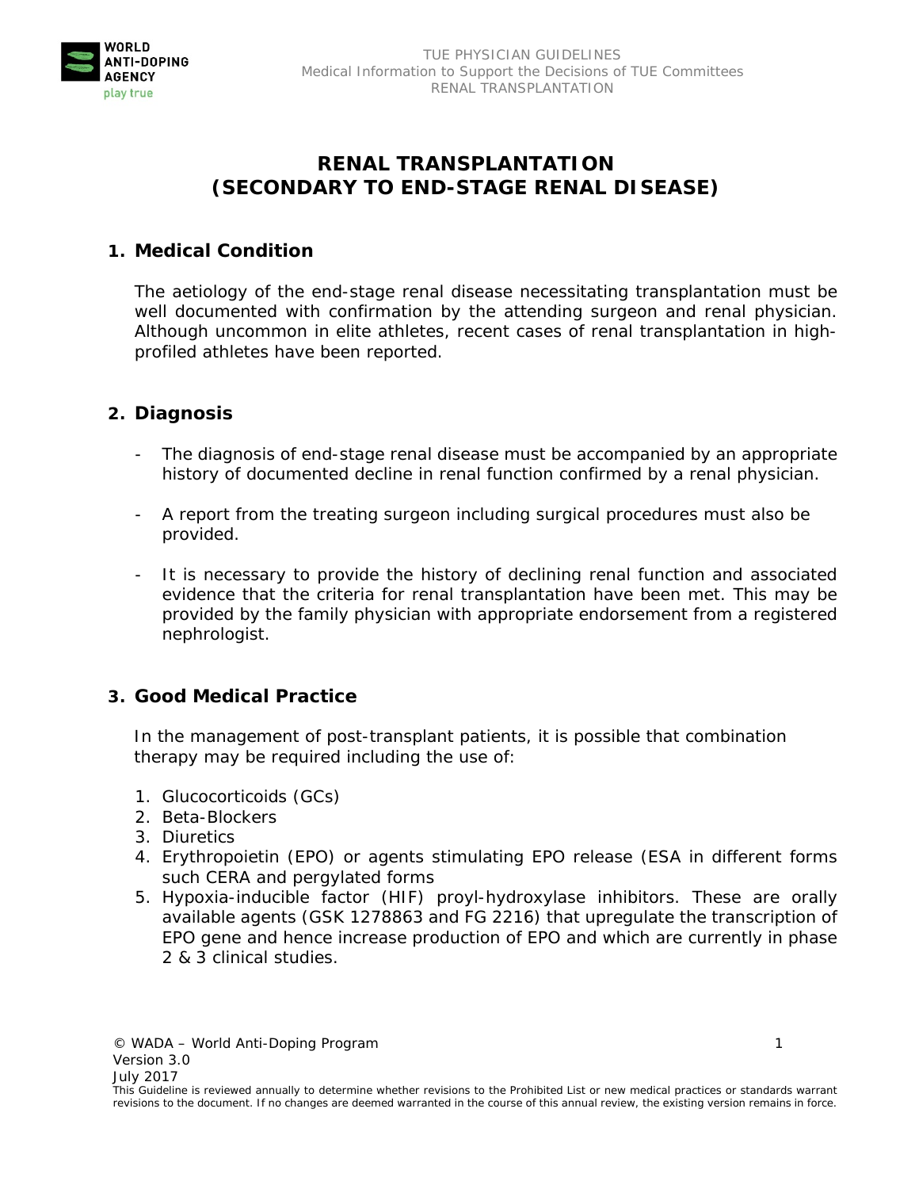# RENAL TRANSPLANTATION (SECONDARY TO END-STAGE RENAL DISEASE)

## 1. Medical Condition

The aetiology of the end-stage renal disease necessitating transplantation must be well documented with confirmation by the attending surgeon and renal physician. Although uncommon in elite athletes, recent cases of renal transplantation in high-profiled athletes have been reported.

## 2. Diagnosis

- The diagnosis of end-stage renal disease must be accompanied by an appropriate history of documented decline in renal function confirmed by a renal physician.

- A report from the treating surgeon including surgical procedures must also be provided.

- It is necessary to provide the history of declining renal function and associated evidence that the criteria for renal transplantation have been met. This may be provided by the family physician with appropriate endorsement from a registered nephrologist.

## 3. Good Medical Practice

In the management of post-transplant patients, it is possible that combination therapy may be required including the use of:

1. Glucocorticoids (GCs)
2. Beta-Blockers
3. Diuretics
4. Erythropoietin (EPO) or agents stimulating EPO release (ESA in different forms such CERA and pergylated forms
5. Hypoxia-inducible factor (HIF) proyl-hydroxylase inhibitors. These are orally available agents (GSK 1278863 and FG 2216) that upregulate the transcription of EPO gene and hence increase production of EPO and which are currently in phase 2 & 3 clinical studies.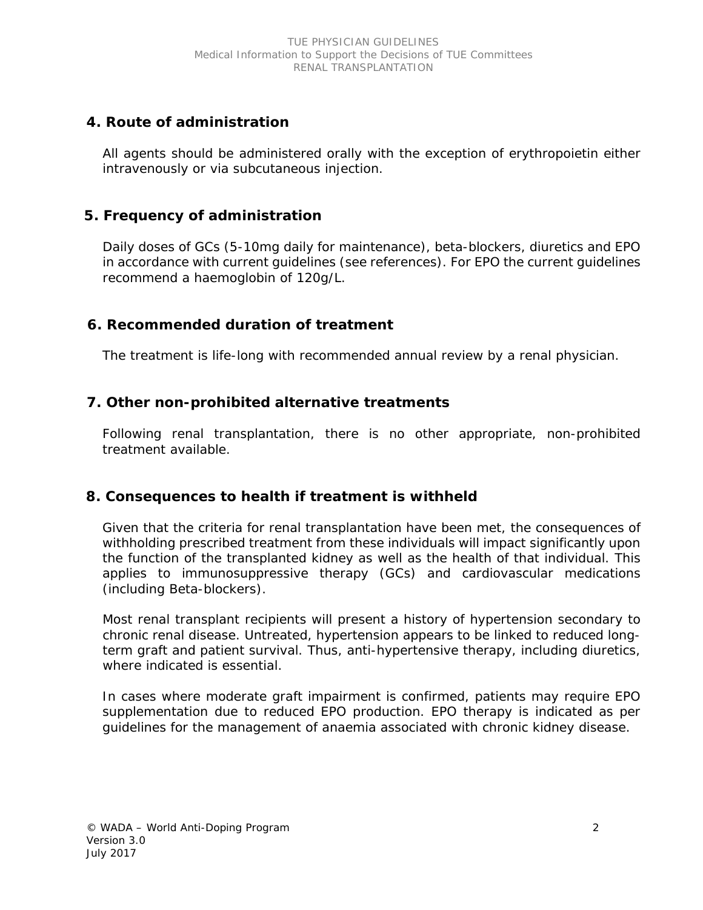## 4. Route of administration

All agents should be administered orally with the exception of erythropoietin either intravenously or via subcutaneous injection.

## 5. Frequency of administration

Daily doses of GCs (5-10mg daily for maintenance), beta-blockers, diuretics and EPO in accordance with current guidelines (see references). For EPO the current guidelines recommend a haemoglobin of 120g/L.

## 6. Recommended duration of treatment

The treatment is life-long with recommended annual review by a renal physician.

## 7. Other non-prohibited alternative treatments

Following renal transplantation, there is no other appropriate, non-prohibited treatment available.

## 8. Consequences to health if treatment is withheld

Given that the criteria for renal transplantation have been met, the consequences of withholding prescribed treatment from these individuals will impact significantly upon the function of the transplanted kidney as well as the health of that individual. This applies to immunosuppressive therapy (GCs) and cardiovascular medications (including Beta-blockers).

Most renal transplant recipients will present a history of hypertension secondary to chronic renal disease. Untreated, hypertension appears to be linked to reduced long-term graft and patient survival. Thus, anti-hypertensive therapy, including diuretics, where indicated is essential.

In cases where moderate graft impairment is confirmed, patients may require EPO supplementation due to reduced EPO production. EPO therapy is indicated as per guidelines for the management of anaemia associated with chronic kidney disease.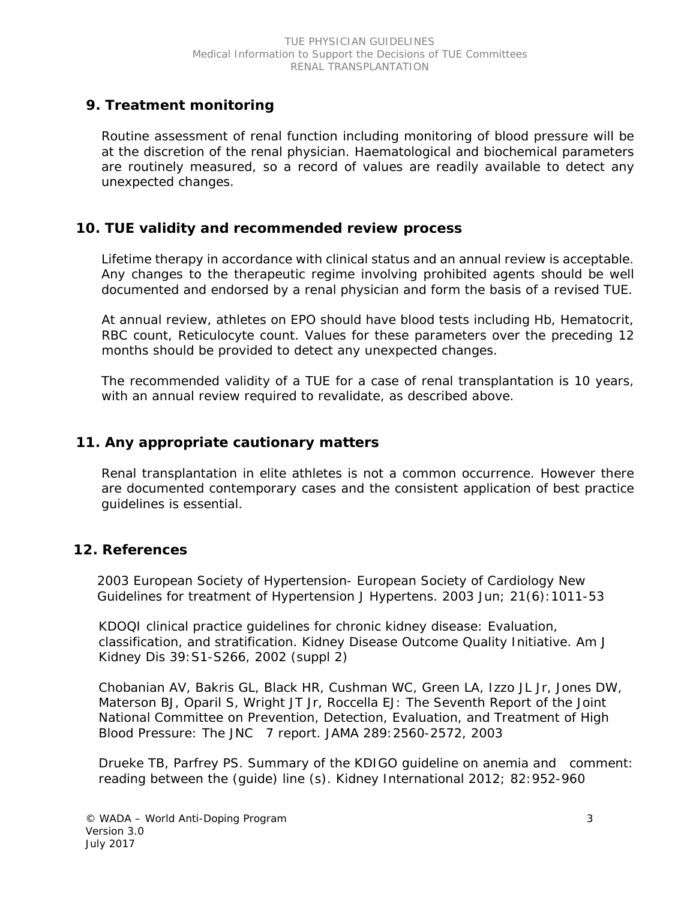## 9. Treatment monitoring

Routine assessment of renal function including monitoring of blood pressure will be at the discretion of the renal physician. Haematological and biochemical parameters are routinely measured, so a record of values are readily available to detect any unexpected changes.

## 10. TUE validity and recommended review process

Lifetime therapy in accordance with clinical status and an annual review is acceptable. Any changes to the therapeutic regime involving prohibited agents should be well documented and endorsed by a renal physician and form the basis of a revised TUE.

At annual review, athletes on EPO should have blood tests including Hb, Hematocrit, RBC count, Reticulocyte count. Values for these parameters over the preceding 12 months should be provided to detect any unexpected changes.

The recommended validity of a TUE for a case of renal transplantation is 10 years, with an annual review required to revalidate, as described above.

## 11. Any appropriate cautionary matters

Renal transplantation in elite athletes is not a common occurrence. However there are documented contemporary cases and the consistent application of best practice guidelines is essential.

## 12. References

2003 European Society of Hypertension- European Society of Cardiology New Guidelines for treatment of Hypertension J Hypertens. 2003 Jun; 21(6):1011-53

KDOQI clinical practice guidelines for chronic kidney disease: Evaluation, classification, and stratification. Kidney Disease Outcome Quality Initiative. Am J Kidney Dis 39:S1-S266, 2002 (suppl 2)

Chobanian AV, Bakris GL, Black HR, Cushman WC, Green LA, Izzo JL Jr, Jones DW, Materson BJ, Oparil S, Wright JT Jr, Roccella EJ: The Seventh Report of the Joint National Committee on Prevention, Detection, Evaluation, and Treatment of High Blood Pressure: The JNC 7 report. JAMA 289:2560-2572, 2003

Drueke TB, Parfrey PS. Summary of the KDIGO guideline on anemia and comment: reading between the (guide) line (s). Kidney International 2012; 82:952-960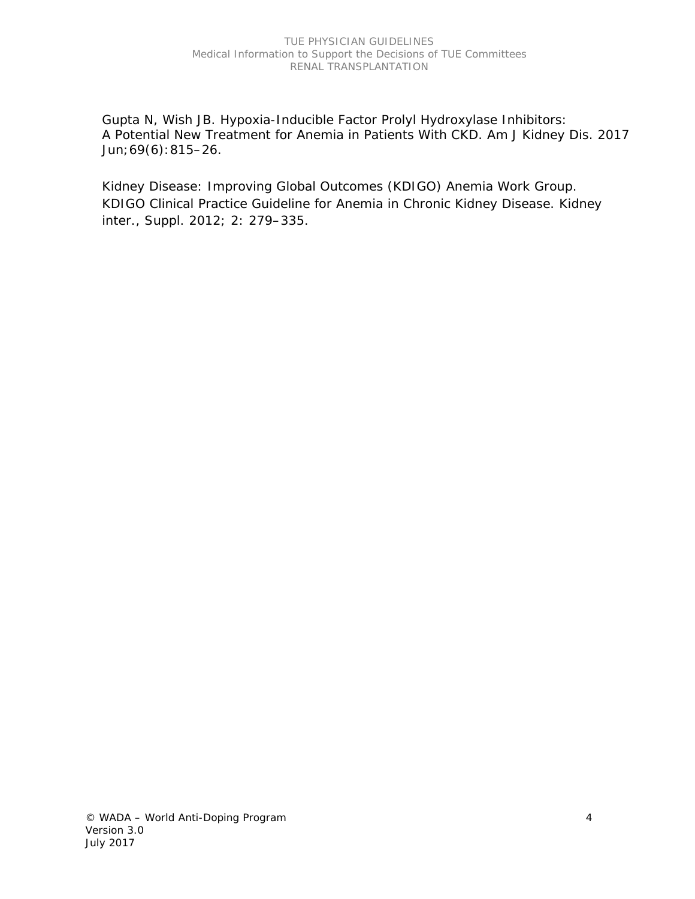Gupta N, Wish JB. Hypoxia-Inducible Factor Prolyl Hydroxylase Inhibitors: A Potential New Treatment for Anemia in Patients With CKD. Am J Kidney Dis. 2017 Jun;69(6):815–26.

Kidney Disease: Improving Global Outcomes (KDIGO) Anemia Work Group. KDIGO Clinical Practice Guideline for Anemia in Chronic Kidney Disease. Kidney inter., Suppl. 2012; 2: 279–335.